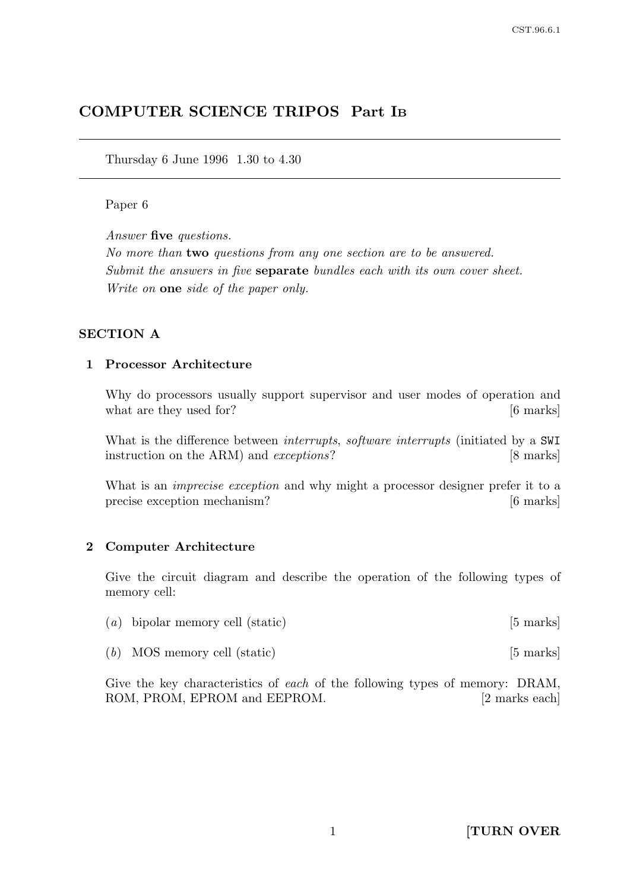# COMPUTER SCIENCE TRIPOS Part IB

Thursday 6 June 1996 1.30 to 4.30

Paper 6

*Answer* **five** *questions.*
*No more than* **two** *questions from any one section are to be answered.*
*Submit the answers in five* **separate** *bundles each with its own cover sheet.*
*Write on* **one** *side of the paper only.*

## SECTION A

### 1 Processor Architecture

Why do processors usually support supervisor and user modes of operation and what are they used for? [6 marks]

What is the difference between *interrupts*, *software interrupts* (initiated by a `SWI` instruction on the ARM) and *exceptions*? [8 marks]

What is an *imprecise exception* and why might a processor designer prefer it to a precise exception mechanism? [6 marks]

### 2 Computer Architecture

Give the circuit diagram and describe the operation of the following types of memory cell:

(*a*) bipolar memory cell (static) [5 marks]

(*b*) MOS memory cell (static) [5 marks]

Give the key characteristics of *each* of the following types of memory: DRAM, ROM, PROM, EPROM and EEPROM. [2 marks each]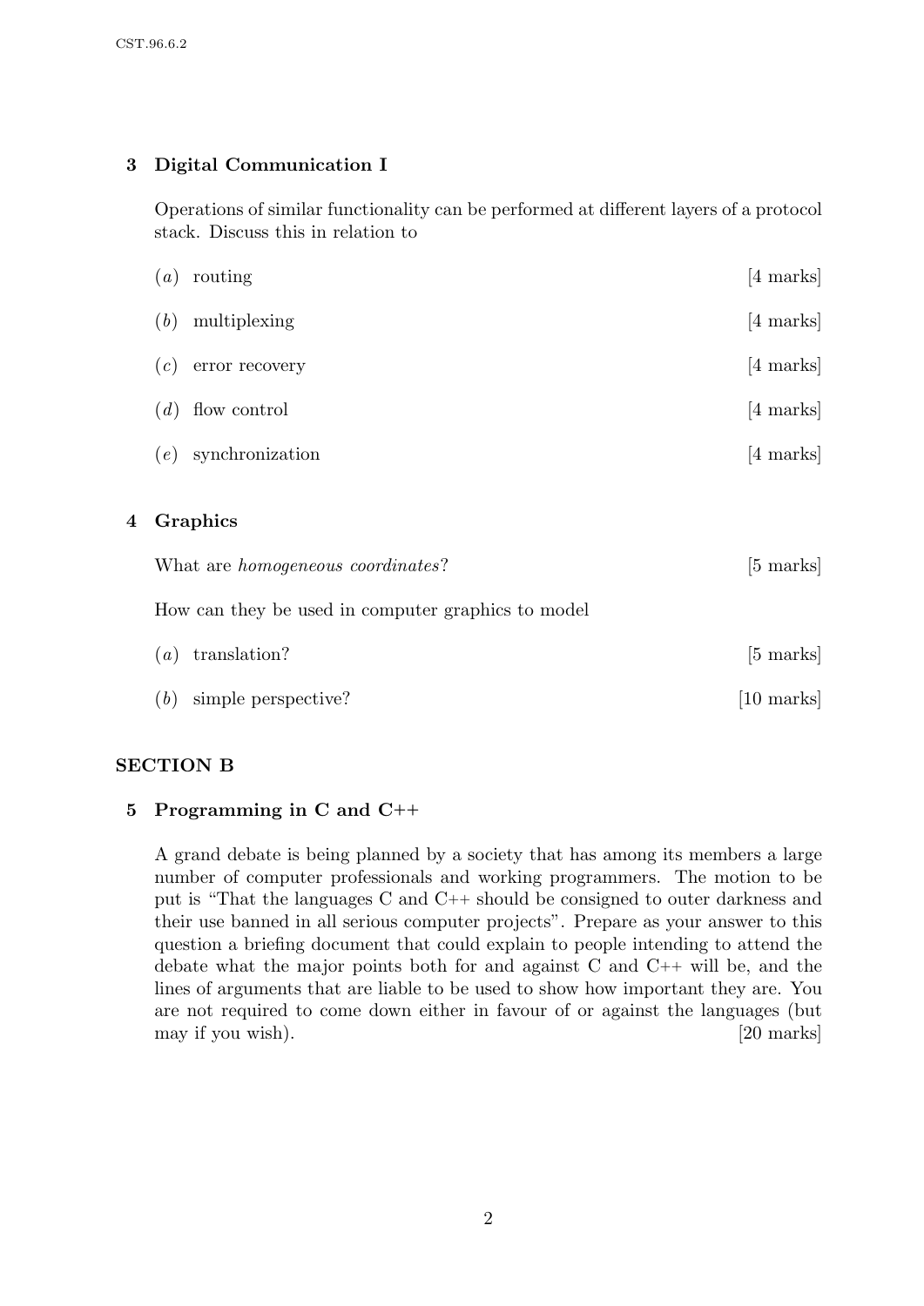## 3 Digital Communication I

Operations of similar functionality can be performed at different layers of a protocol stack. Discuss this in relation to

(*a*) routing [4 marks]

(*b*) multiplexing [4 marks]

(*c*) error recovery [4 marks]

(*d*) flow control [4 marks]

(*e*) synchronization [4 marks]

## 4 Graphics

What are *homogeneous coordinates*? [5 marks]

How can they be used in computer graphics to model

(*a*) translation? [5 marks]

(*b*) simple perspective? [10 marks]

# SECTION B

## 5 Programming in C and C++

A grand debate is being planned by a society that has among its members a large number of computer professionals and working programmers. The motion to be put is "That the languages C and C++ should be consigned to outer darkness and their use banned in all serious computer projects". Prepare as your answer to this question a briefing document that could explain to people intending to attend the debate what the major points both for and against C and C++ will be, and the lines of arguments that are liable to be used to show how important they are. You are not required to come down either in favour of or against the languages (but may if you wish). [20 marks]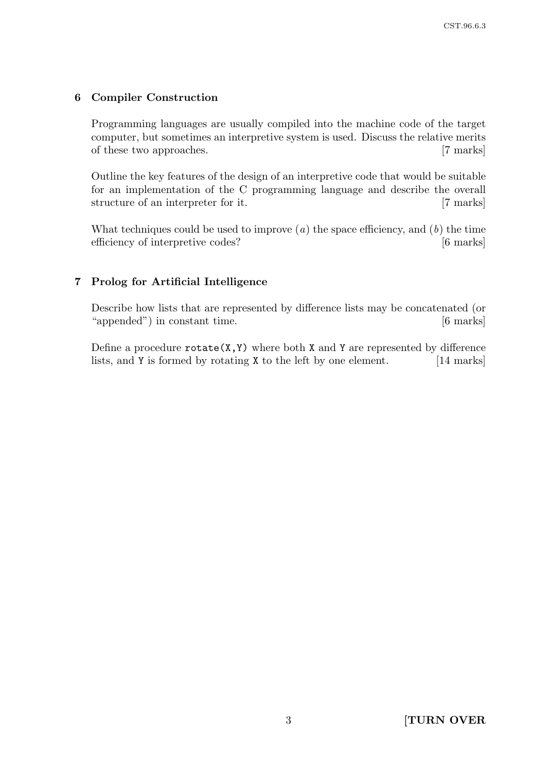## 6 Compiler Construction

Programming languages are usually compiled into the machine code of the target computer, but sometimes an interpretive system is used. Discuss the relative merits of these two approaches. [7 marks]

Outline the key features of the design of an interpretive code that would be suitable for an implementation of the C programming language and describe the overall structure of an interpreter for it. [7 marks]

What techniques could be used to improve (*a*) the space efficiency, and (*b*) the time efficiency of interpretive codes? [6 marks]

## 7 Prolog for Artificial Intelligence

Describe how lists that are represented by difference lists may be concatenated (or "appended") in constant time. [6 marks]

Define a procedure `rotate(X,Y)` where both `X` and `Y` are represented by difference lists, and `Y` is formed by rotating `X` to the left by one element. [14 marks]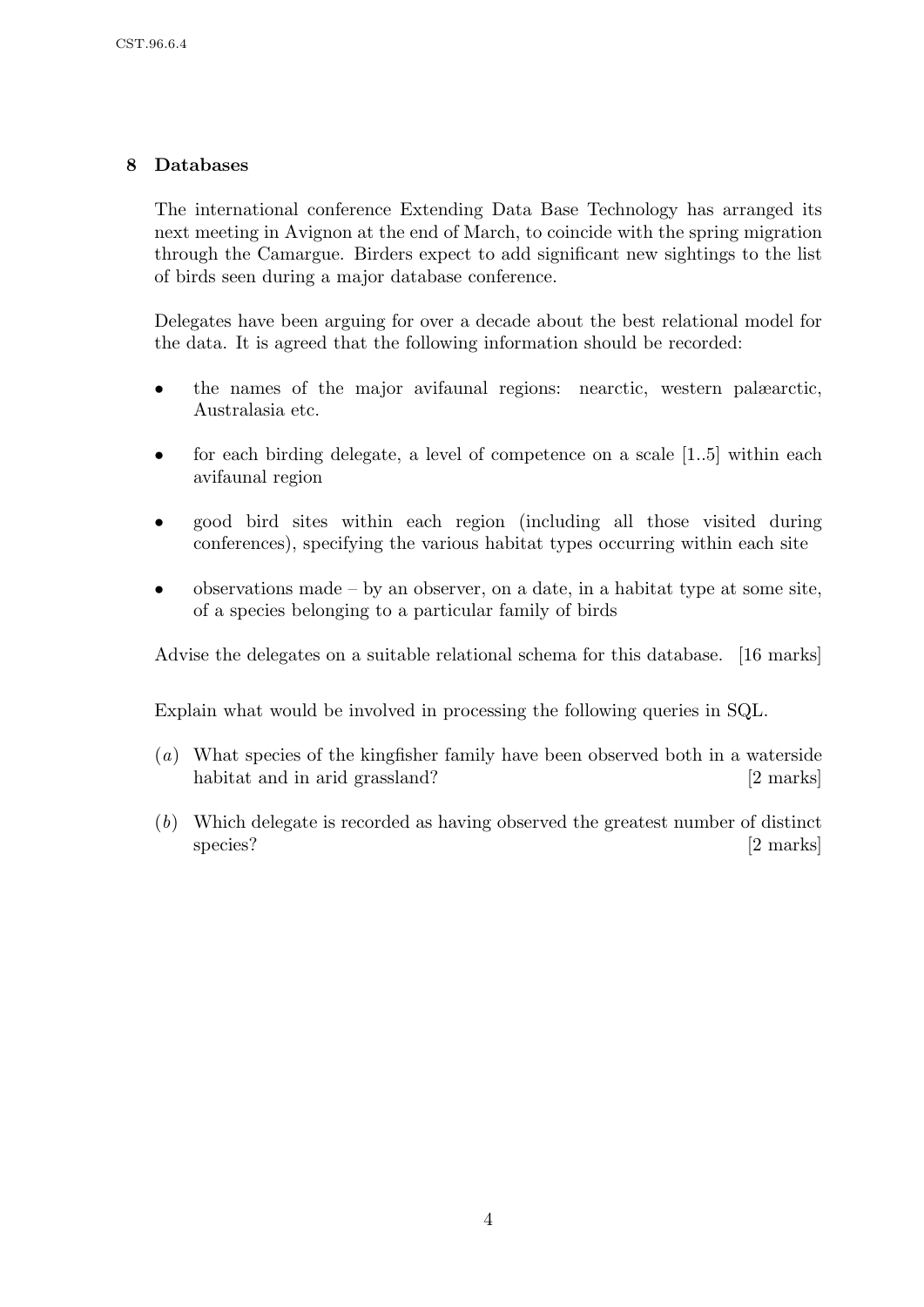## 8 Databases

The international conference Extending Data Base Technology has arranged its next meeting in Avignon at the end of March, to coincide with the spring migration through the Camargue. Birders expect to add significant new sightings to the list of birds seen during a major database conference.

Delegates have been arguing for over a decade about the best relational model for the data. It is agreed that the following information should be recorded:

- the names of the major avifaunal regions: nearctic, western palæarctic, Australasia etc.
- for each birding delegate, a level of competence on a scale [1..5] within each avifaunal region
- good bird sites within each region (including all those visited during conferences), specifying the various habitat types occurring within each site
- observations made – by an observer, on a date, in a habitat type at some site, of a species belonging to a particular family of birds

Advise the delegates on a suitable relational schema for this database. [16 marks]

Explain what would be involved in processing the following queries in SQL.

(*a*) What species of the kingfisher family have been observed both in a waterside habitat and in arid grassland? [2 marks]

(*b*) Which delegate is recorded as having observed the greatest number of distinct species? [2 marks]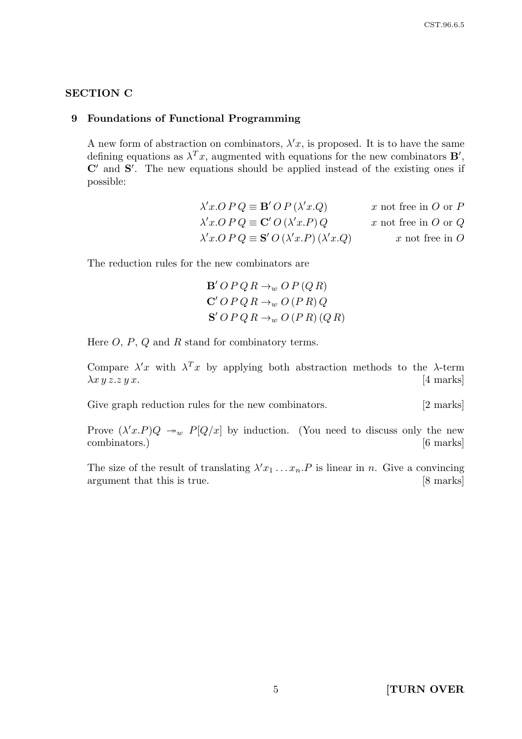## SECTION C

### 9 Foundations of Functional Programming

A new form of abstraction on combinators, $\lambda' x$, is proposed. It is to have the same defining equations as $\lambda^T x$, augmented with equations for the new combinators $\mathbf{B}'$, $\mathbf{C}'$ and $\mathbf{S}'$. The new equations should be applied instead of the existing ones if possible:

$$\begin{aligned}
\lambda' x.O\,P\,Q &\equiv \mathbf{B}'\,O\,P\,(\lambda' x.Q) && x \text{ not free in } O \text{ or } P \\
\lambda' x.O\,P\,Q &\equiv \mathbf{C}'\,O\,(\lambda' x.P)\,Q && x \text{ not free in } O \text{ or } Q \\
\lambda' x.O\,P\,Q &\equiv \mathbf{S}'\,O\,(\lambda' x.P)\,(\lambda' x.Q) && x \text{ not free in } O
\end{aligned}$$

The reduction rules for the new combinators are

$$\begin{aligned}
\mathbf{B}'\,O\,P\,Q\,R &\rightarrow_w O\,P\,(Q\,R) \\
\mathbf{C}'\,O\,P\,Q\,R &\rightarrow_w O\,(P\,R)\,Q \\
\mathbf{S}'\,O\,P\,Q\,R &\rightarrow_w O\,(P\,R)\,(Q\,R)
\end{aligned}$$

Here $O$, $P$, $Q$ and $R$ stand for combinatory terms.

Compare $\lambda' x$ with $\lambda^T x$ by applying both abstraction methods to the $\lambda$-term $\lambda x\,y\,z.z\,y\,x$. [4 marks]

Give graph reduction rules for the new combinators. [2 marks]

Prove $(\lambda' x.P)Q \twoheadrightarrow_w P[Q/x]$ by induction. (You need to discuss only the new combinators.) [6 marks]

The size of the result of translating $\lambda' x_1 \ldots x_n.P$ is linear in $n$. Give a convincing argument that this is true. [8 marks]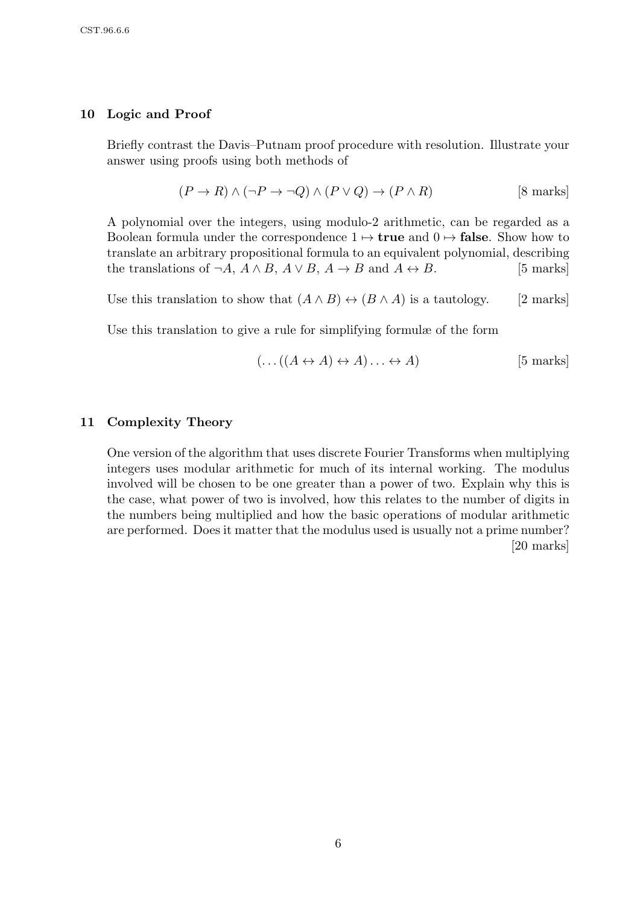## 10 Logic and Proof

Briefly contrast the Davis–Putnam proof procedure with resolution. Illustrate your answer using proofs using both methods of

$$(P \to R) \land (\neg P \to \neg Q) \land (P \lor Q) \to (P \land R) \qquad \text{[8 marks]}$$

A polynomial over the integers, using modulo-2 arithmetic, can be regarded as a Boolean formula under the correspondence $1 \mapsto$ **true** and $0 \mapsto$ **false**. Show how to translate an arbitrary propositional formula to an equivalent polynomial, describing the translations of $\neg A$, $A \land B$, $A \lor B$, $A \to B$ and $A \leftrightarrow B$. [5 marks]

Use this translation to show that $(A \land B) \leftrightarrow (B \land A)$ is a tautology. [2 marks]

Use this translation to give a rule for simplifying formulæ of the form

$$(\ldots((A \leftrightarrow A) \leftrightarrow A) \ldots \leftrightarrow A) \qquad \text{[5 marks]}$$

## 11 Complexity Theory

One version of the algorithm that uses discrete Fourier Transforms when multiplying integers uses modular arithmetic for much of its internal working. The modulus involved will be chosen to be one greater than a power of two. Explain why this is the case, what power of two is involved, how this relates to the number of digits in the numbers being multiplied and how the basic operations of modular arithmetic are performed. Does it matter that the modulus used is usually not a prime number? [20 marks]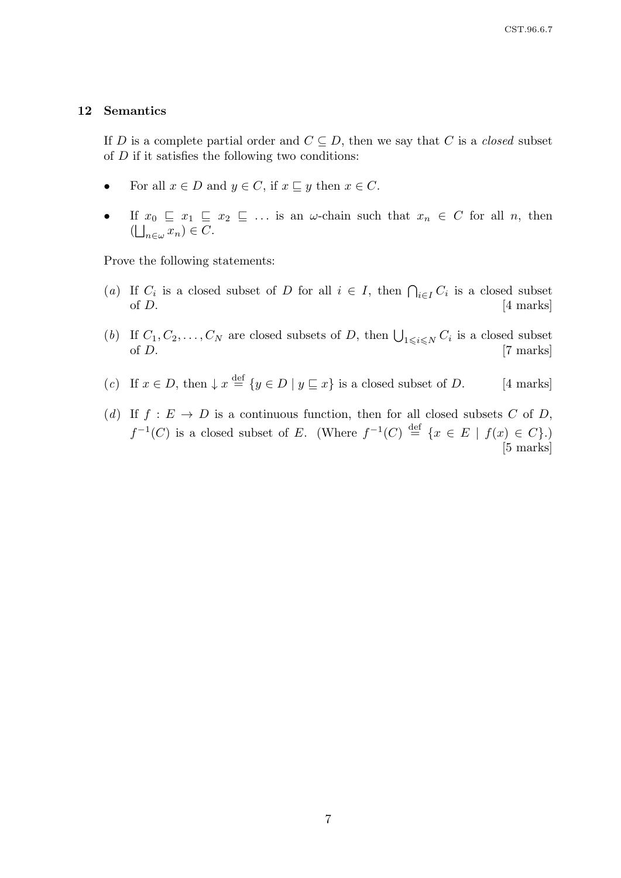## 12 Semantics

If $D$ is a complete partial order and $C \subseteq D$, then we say that $C$ is a *closed* subset of $D$ if it satisfies the following two conditions:

- For all $x \in D$ and $y \in C$, if $x \sqsubseteq y$ then $x \in C$.
- If $x_0 \sqsubseteq x_1 \sqsubseteq x_2 \sqsubseteq \ldots$ is an $\omega$-chain such that $x_n \in C$ for all $n$, then $(\bigsqcup_{n \in \omega} x_n) \in C$.

Prove the following statements:

(*a*) If $C_i$ is a closed subset of $D$ for all $i \in I$, then $\bigcap_{i \in I} C_i$ is a closed subset of $D$. [4 marks]

(*b*) If $C_1, C_2, \ldots, C_N$ are closed subsets of $D$, then $\bigcup_{1 \leqslant i \leqslant N} C_i$ is a closed subset of $D$. [7 marks]

(*c*) If $x \in D$, then $\downarrow x \stackrel{\text{def}}{=} \{y \in D \mid y \sqsubseteq x\}$ is a closed subset of $D$. [4 marks]

(*d*) If $f : E \to D$ is a continuous function, then for all closed subsets $C$ of $D$, $f^{-1}(C)$ is a closed subset of $E$. (Where $f^{-1}(C) \stackrel{\text{def}}{=} \{x \in E \mid f(x) \in C\}$.) [5 marks]